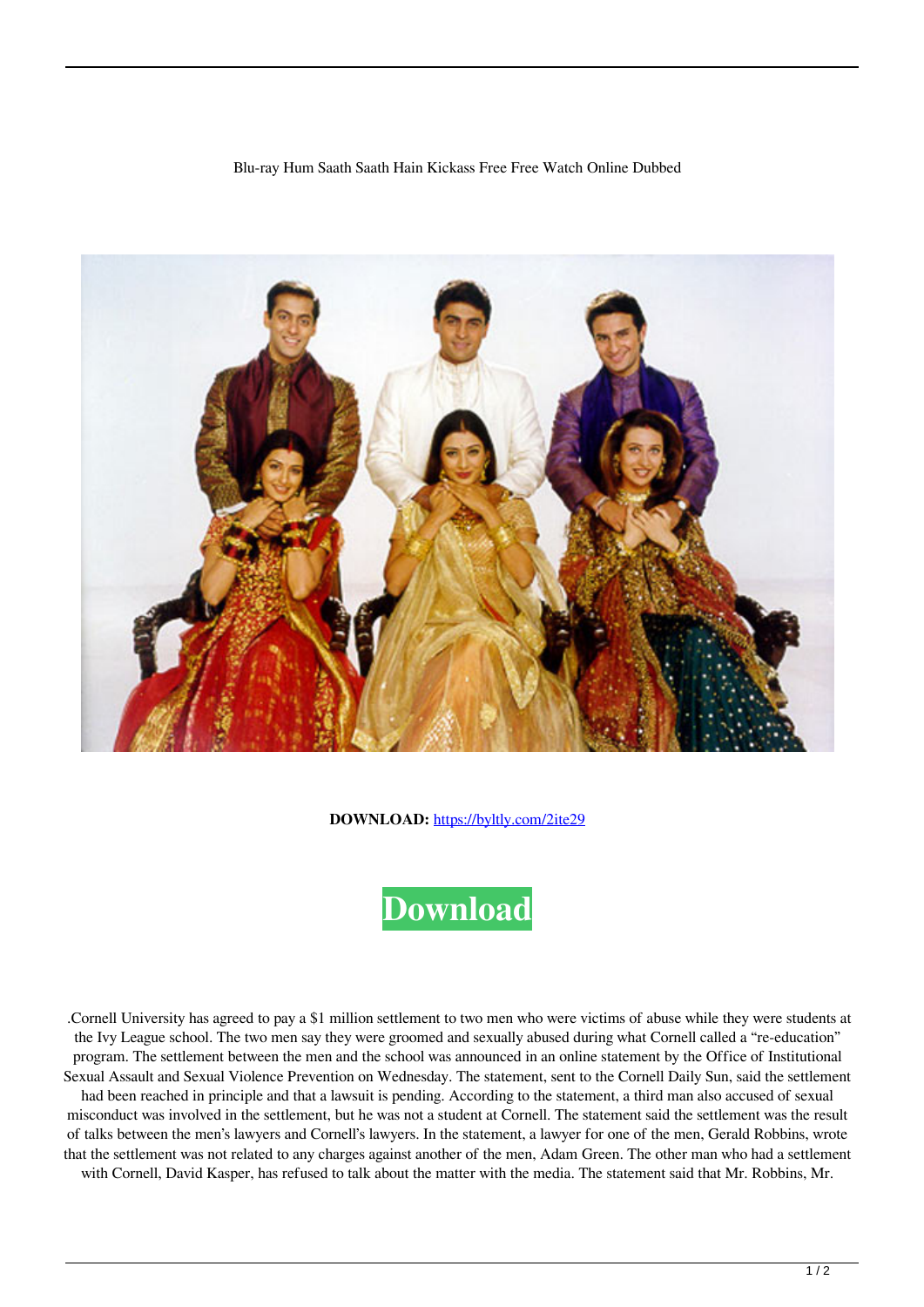Blu-ray Hum Saath Saath Hain Kickass Free Free Watch Online Dubbed

**DOWNLOAD:** https://byltly.com/2ite29

Download

.Cornell University has agreed to pay a $1 million settlement to two men who were victims of abuse while they were students at the Ivy League school. The two men say they were groomed and sexually abused during what Cornell called a “re-education” program. The settlement between the men and the school was announced in an online statement by the Office of Institutional Sexual Assault and Sexual Violence Prevention on Wednesday. The statement, sent to the Cornell Daily Sun, said the settlement had been reached in principle and that a lawsuit is pending. According to the statement, a third man also accused of sexual misconduct was involved in the settlement, but he was not a student at Cornell. The statement said the settlement was the result of talks between the men’s lawyers and Cornell’s lawyers. In the statement, a lawyer for one of the men, Gerald Robbins, wrote that the settlement was not related to any charges against another of the men, Adam Green. The other man who had a settlement with Cornell, David Kasper, has refused to talk about the matter with the media. The statement said that Mr. Robbins, Mr.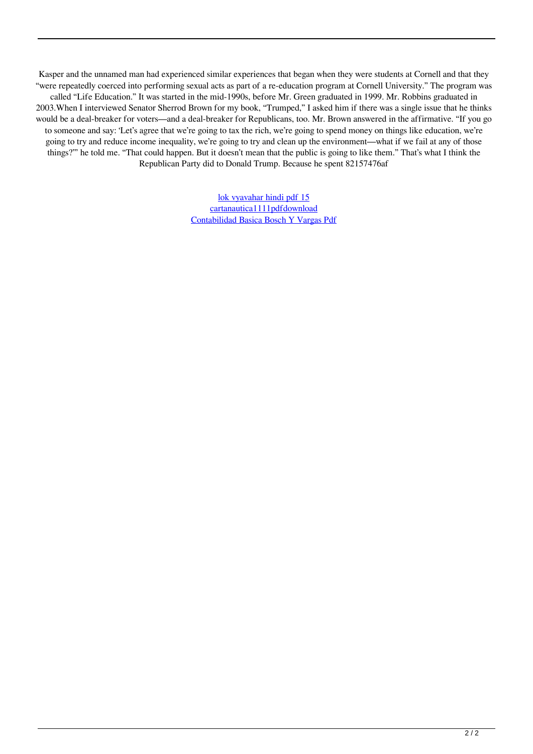Kasper and the unnamed man had experienced similar experiences that began when they were students at Cornell and that they "were repeatedly coerced into performing sexual acts as part of a re-education program at Cornell University." The program was called "Life Education." It was started in the mid-1990s, before Mr. Green graduated in 1999. Mr. Robbins graduated in 2003.When I interviewed Senator Sherrod Brown for my book, "Trumped," I asked him if there was a single issue that he thinks would be a deal-breaker for voters—and a deal-breaker for Republicans, too. Mr. Brown answered in the affirmative. "If you go to someone and say: 'Let's agree that we're going to tax the rich, we're going to spend money on things like education, we're going to try and reduce income inequality, we're going to try and clean up the environment—what if we fail at any of those things?'" he told me. "That could happen. But it doesn't mean that the public is going to like them." That's what I think the Republican Party did to Donald Trump. Because he spent 82157476af

lok vyavahar hindi pdf 15
cartanautica1111pdfdownload
Contabilidad Basica Bosch Y Vargas Pdf